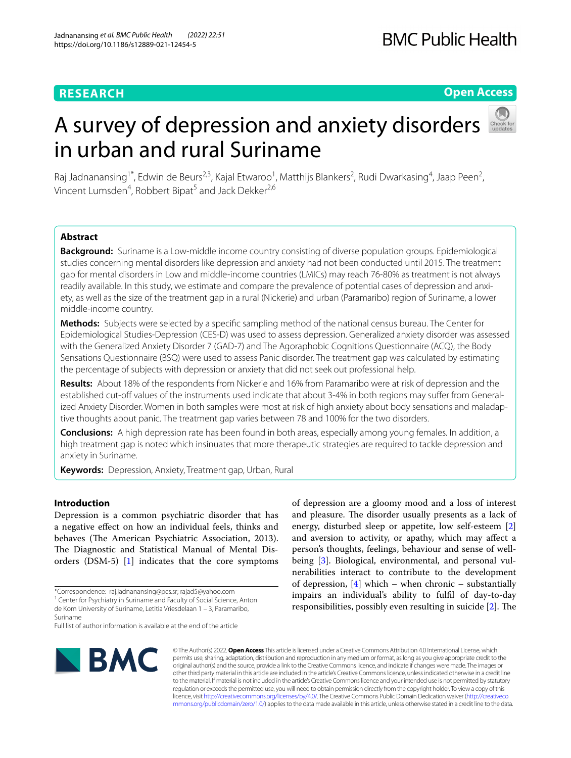RESEARCH

Open Access

# A survey of depression and anxiety disorders in urban and rural Suriname

Raj Jadnanansing[1*], Edwin de Beurs[2,3], Kajal Etwaroo[1], Matthijs Blankers[2], Rudi Dwarkasing[4], Jaap Peen[2], Vincent Lumsden[4], Robbert Bipat[5] and Jack Dekker[2,6]

## Abstract

**Background:** Suriname is a Low-middle income country consisting of diverse population groups. Epidemiological studies concerning mental disorders like depression and anxiety had not been conducted until 2015. The treatment gap for mental disorders in Low and middle-income countries (LMICs) may reach 76-80% as treatment is not always readily available. In this study, we estimate and compare the prevalence of potential cases of depression and anxiety, as well as the size of the treatment gap in a rural (Nickerie) and urban (Paramaribo) region of Suriname, a lower middle-income country.

**Methods:** Subjects were selected by a specific sampling method of the national census bureau. The Center for Epidemiological Studies-Depression (CES-D) was used to assess depression. Generalized anxiety disorder was assessed with the Generalized Anxiety Disorder 7 (GAD-7) and The Agoraphobic Cognitions Questionnaire (ACQ), the Body Sensations Questionnaire (BSQ) were used to assess Panic disorder. The treatment gap was calculated by estimating the percentage of subjects with depression or anxiety that did not seek out professional help.

**Results:** About 18% of the respondents from Nickerie and 16% from Paramaribo were at risk of depression and the established cut-off values of the instruments used indicate that about 3-4% in both regions may suffer from Generalized Anxiety Disorder. Women in both samples were most at risk of high anxiety about body sensations and maladaptive thoughts about panic. The treatment gap varies between 78 and 100% for the two disorders.

**Conclusions:** A high depression rate has been found in both areas, especially among young females. In addition, a high treatment gap is noted which insinuates that more therapeutic strategies are required to tackle depression and anxiety in Suriname.

**Keywords:** Depression, Anxiety, Treatment gap, Urban, Rural

## Introduction

Depression is a common psychiatric disorder that has a negative effect on how an individual feels, thinks and behaves (The American Psychiatric Association, 2013). The Diagnostic and Statistical Manual of Mental Disorders (DSM-5) [1] indicates that the core symptoms of depression are a gloomy mood and a loss of interest and pleasure. The disorder usually presents as a lack of energy, disturbed sleep or appetite, low self-esteem [2] and aversion to activity, or apathy, which may affect a person's thoughts, feelings, behaviour and sense of well-being [3]. Biological, environmental, and personal vulnerabilities interact to contribute to the development of depression, [4] which – when chronic – substantially impairs an individual's ability to fulfil of day-to-day responsibilities, possibly even resulting in suicide [2]. The

*Correspondence: raj.jadnanansing@pcs.sr; rajad5@yahoo.com
[1] Center for Psychiatry in Suriname and Faculty of Social Science, Anton de Kom University of Suriname, Letitia Vriesdelaan 1 – 3, Paramaribo, Suriname
Full list of author information is available at the end of the article

© The Author(s) 2022. **Open Access** This article is licensed under a Creative Commons Attribution 4.0 International License, which permits use, sharing, adaptation, distribution and reproduction in any medium or format, as long as you give appropriate credit to the original author(s) and the source, provide a link to the Creative Commons licence, and indicate if changes were made. The images or other third party material in this article are included in the article's Creative Commons licence, unless indicated otherwise in a credit line to the material. If material is not included in the article's Creative Commons licence and your intended use is not permitted by statutory regulation or exceeds the permitted use, you will need to obtain permission directly from the copyright holder. To view a copy of this licence, visit http://creativecommons.org/licenses/by/4.0/. The Creative Commons Public Domain Dedication waiver (http://creativecommons.org/publicdomain/zero/1.0/) applies to the data made available in this article, unless otherwise stated in a credit line to the data.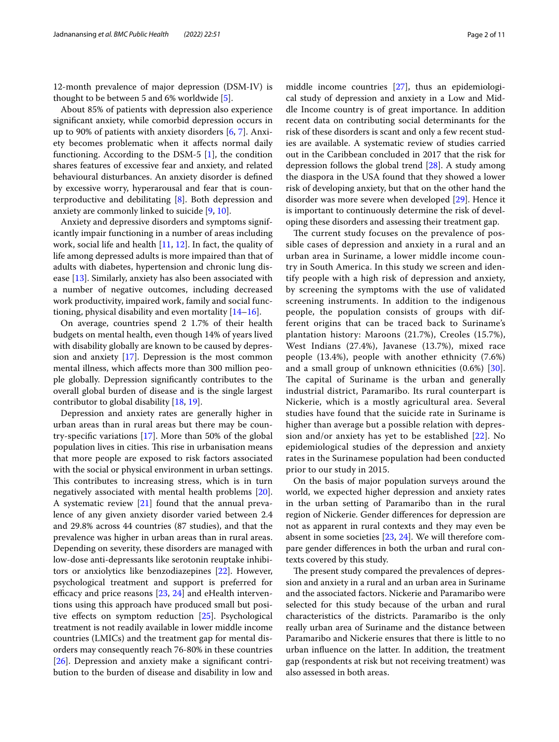12-month prevalence of major depression (DSM-IV) is thought to be between 5 and 6% worldwide [5].

About 85% of patients with depression also experience significant anxiety, while comorbid depression occurs in up to 90% of patients with anxiety disorders [6, 7]. Anxiety becomes problematic when it affects normal daily functioning. According to the DSM-5 [1], the condition shares features of excessive fear and anxiety, and related behavioural disturbances. An anxiety disorder is defined by excessive worry, hyperarousal and fear that is counterproductive and debilitating [8]. Both depression and anxiety are commonly linked to suicide [9, 10].

Anxiety and depressive disorders and symptoms significantly impair functioning in a number of areas including work, social life and health [11, 12]. In fact, the quality of life among depressed adults is more impaired than that of adults with diabetes, hypertension and chronic lung disease [13]. Similarly, anxiety has also been associated with a number of negative outcomes, including decreased work productivity, impaired work, family and social functioning, physical disability and even mortality [14–16].

On average, countries spend 2 1.7% of their health budgets on mental health, even though 14% of years lived with disability globally are known to be caused by depression and anxiety [17]. Depression is the most common mental illness, which affects more than 300 million people globally. Depression significantly contributes to the overall global burden of disease and is the single largest contributor to global disability [18, 19].

Depression and anxiety rates are generally higher in urban areas than in rural areas but there may be country-specific variations [17]. More than 50% of the global population lives in cities. This rise in urbanisation means that more people are exposed to risk factors associated with the social or physical environment in urban settings. This contributes to increasing stress, which is in turn negatively associated with mental health problems [20]. A systematic review [21] found that the annual prevalence of any given anxiety disorder varied between 2.4 and 29.8% across 44 countries (87 studies), and that the prevalence was higher in urban areas than in rural areas. Depending on severity, these disorders are managed with low-dose anti-depressants like serotonin reuptake inhibitors or anxiolytics like benzodiazepines [22]. However, psychological treatment and support is preferred for efficacy and price reasons [23, 24] and eHealth interventions using this approach have produced small but positive effects on symptom reduction [25]. Psychological treatment is not readily available in lower middle income countries (LMICs) and the treatment gap for mental disorders may consequently reach 76-80% in these countries [26]. Depression and anxiety make a significant contribution to the burden of disease and disability in low and middle income countries [27], thus an epidemiological study of depression and anxiety in a Low and Middle Income country is of great importance. In addition recent data on contributing social determinants for the risk of these disorders is scant and only a few recent studies are available. A systematic review of studies carried out in the Caribbean concluded in 2017 that the risk for depression follows the global trend [28]. A study among the diaspora in the USA found that they showed a lower risk of developing anxiety, but that on the other hand the disorder was more severe when developed [29]. Hence it is important to continuously determine the risk of developing these disorders and assessing their treatment gap.

The current study focuses on the prevalence of possible cases of depression and anxiety in a rural and an urban area in Suriname, a lower middle income country in South America. In this study we screen and identify people with a high risk of depression and anxiety, by screening the symptoms with the use of validated screening instruments. In addition to the indigenous people, the population consists of groups with different origins that can be traced back to Suriname's plantation history: Maroons (21.7%), Creoles (15.7%), West Indians (27.4%), Javanese (13.7%), mixed race people (13.4%), people with another ethnicity (7.6%) and a small group of unknown ethnicities (0.6%) [30]. The capital of Suriname is the urban and generally industrial district, Paramaribo. Its rural counterpart is Nickerie, which is a mostly agricultural area. Several studies have found that the suicide rate in Suriname is higher than average but a possible relation with depression and/or anxiety has yet to be established [22]. No epidemiological studies of the depression and anxiety rates in the Surinamese population had been conducted prior to our study in 2015.

On the basis of major population surveys around the world, we expected higher depression and anxiety rates in the urban setting of Paramaribo than in the rural region of Nickerie. Gender differences for depression are not as apparent in rural contexts and they may even be absent in some societies [23, 24]. We will therefore compare gender differences in both the urban and rural contexts covered by this study.

The present study compared the prevalences of depression and anxiety in a rural and an urban area in Suriname and the associated factors. Nickerie and Paramaribo were selected for this study because of the urban and rural characteristics of the districts. Paramaribo is the only really urban area of Suriname and the distance between Paramaribo and Nickerie ensures that there is little to no urban influence on the latter. In addition, the treatment gap (respondents at risk but not receiving treatment) was also assessed in both areas.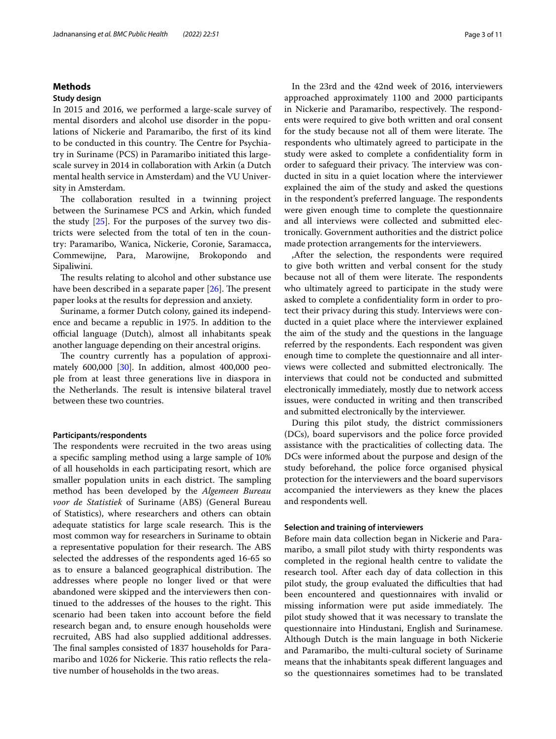## Methods

### Study design

In 2015 and 2016, we performed a large-scale survey of mental disorders and alcohol use disorder in the populations of Nickerie and Paramaribo, the first of its kind to be conducted in this country. The Centre for Psychiatry in Suriname (PCS) in Paramaribo initiated this large-scale survey in 2014 in collaboration with Arkin (a Dutch mental health service in Amsterdam) and the VU University in Amsterdam.

The collaboration resulted in a twinning project between the Surinamese PCS and Arkin, which funded the study [25]. For the purposes of the survey two districts were selected from the total of ten in the country: Paramaribo, Wanica, Nickerie, Coronie, Saramacca, Commewijne, Para, Marowijne, Brokopondo and Sipaliwini.

The results relating to alcohol and other substance use have been described in a separate paper [26]. The present paper looks at the results for depression and anxiety.

Suriname, a former Dutch colony, gained its independence and became a republic in 1975. In addition to the official language (Dutch), almost all inhabitants speak another language depending on their ancestral origins.

The country currently has a population of approximately 600,000 [30]. In addition, almost 400,000 people from at least three generations live in diaspora in the Netherlands. The result is intensive bilateral travel between these two countries.

### Participants/respondents

The respondents were recruited in the two areas using a specific sampling method using a large sample of 10% of all households in each participating resort, which are smaller population units in each district. The sampling method has been developed by the *Algemeen Bureau voor de Statistiek* of Suriname (ABS) (General Bureau of Statistics), where researchers and others can obtain adequate statistics for large scale research. This is the most common way for researchers in Suriname to obtain a representative population for their research. The ABS selected the addresses of the respondents aged 16-65 so as to ensure a balanced geographical distribution. The addresses where people no longer lived or that were abandoned were skipped and the interviewers then continued to the addresses of the houses to the right. This scenario had been taken into account before the field research began and, to ensure enough households were recruited, ABS had also supplied additional addresses. The final samples consisted of 1837 households for Paramaribo and 1026 for Nickerie. This ratio reflects the relative number of households in the two areas.

In the 23rd and the 42nd week of 2016, interviewers approached approximately 1100 and 2000 participants in Nickerie and Paramaribo, respectively. The respondents were required to give both written and oral consent for the study because not all of them were literate. The respondents who ultimately agreed to participate in the study were asked to complete a confidentiality form in order to safeguard their privacy. The interview was conducted in situ in a quiet location where the interviewer explained the aim of the study and asked the questions in the respondent's preferred language. The respondents were given enough time to complete the questionnaire and all interviews were collected and submitted electronically. Government authorities and the district police made protection arrangements for the interviewers.

,After the selection, the respondents were required to give both written and verbal consent for the study because not all of them were literate. The respondents who ultimately agreed to participate in the study were asked to complete a confidentiality form in order to protect their privacy during this study. Interviews were conducted in a quiet place where the interviewer explained the aim of the study and the questions in the language referred by the respondents. Each respondent was given enough time to complete the questionnaire and all interviews were collected and submitted electronically. The interviews that could not be conducted and submitted electronically immediately, mostly due to network access issues, were conducted in writing and then transcribed and submitted electronically by the interviewer.

During this pilot study, the district commissioners (DCs), board supervisors and the police force provided assistance with the practicalities of collecting data. The DCs were informed about the purpose and design of the study beforehand, the police force organised physical protection for the interviewers and the board supervisors accompanied the interviewers as they knew the places and respondents well.

### Selection and training of interviewers

Before main data collection began in Nickerie and Paramaribo, a small pilot study with thirty respondents was completed in the regional health centre to validate the research tool. After each day of data collection in this pilot study, the group evaluated the difficulties that had been encountered and questionnaires with invalid or missing information were put aside immediately. The pilot study showed that it was necessary to translate the questionnaire into Hindustani, English and Surinamese. Although Dutch is the main language in both Nickerie and Paramaribo, the multi-cultural society of Suriname means that the inhabitants speak different languages and so the questionnaires sometimes had to be translated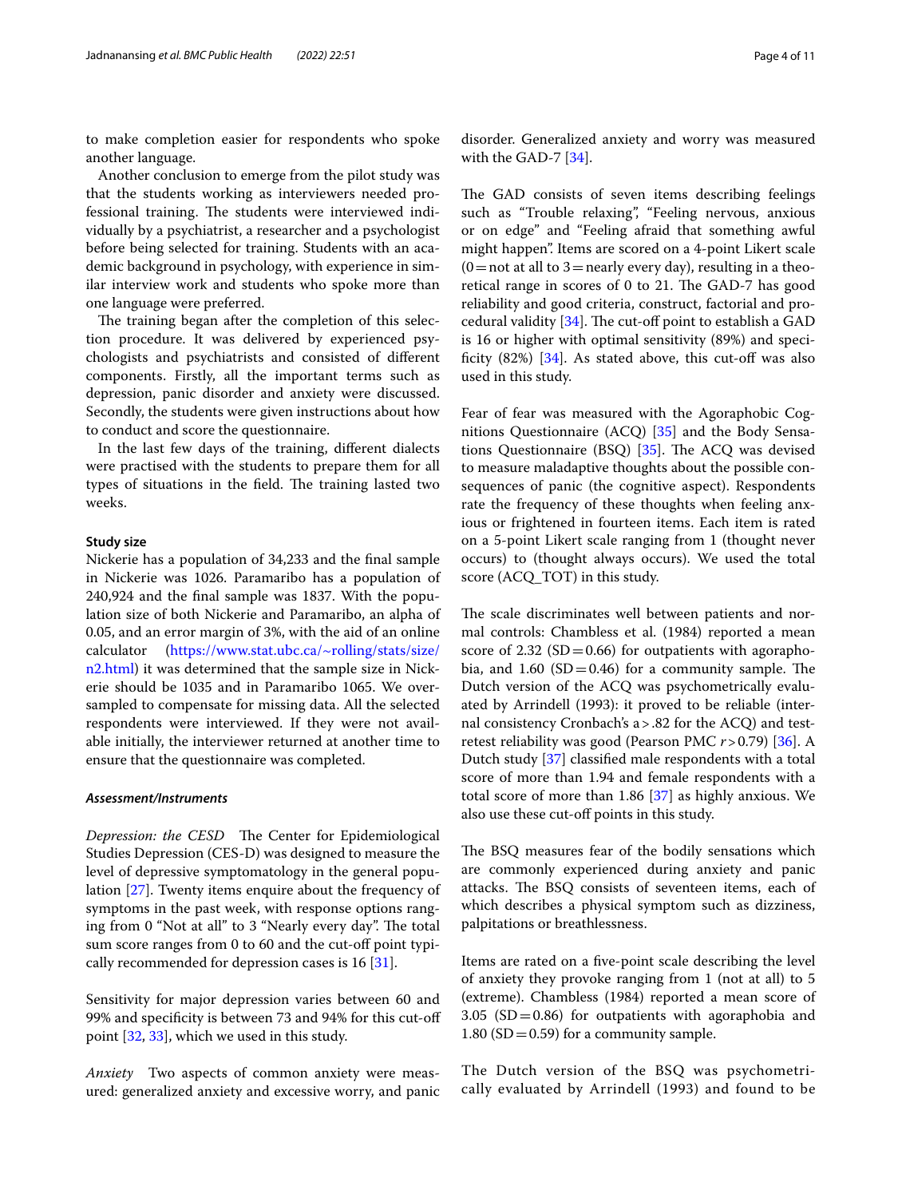to make completion easier for respondents who spoke another language.

Another conclusion to emerge from the pilot study was that the students working as interviewers needed professional training. The students were interviewed individually by a psychiatrist, a researcher and a psychologist before being selected for training. Students with an academic background in psychology, with experience in similar interview work and students who spoke more than one language were preferred.

The training began after the completion of this selection procedure. It was delivered by experienced psychologists and psychiatrists and consisted of different components. Firstly, all the important terms such as depression, panic disorder and anxiety were discussed. Secondly, the students were given instructions about how to conduct and score the questionnaire.

In the last few days of the training, different dialects were practised with the students to prepare them for all types of situations in the field. The training lasted two weeks.

#### Study size

Nickerie has a population of 34,233 and the final sample in Nickerie was 1026. Paramaribo has a population of 240,924 and the final sample was 1837. With the population size of both Nickerie and Paramaribo, an alpha of 0.05, and an error margin of 3%, with the aid of an online calculator (https://www.stat.ubc.ca/~rolling/stats/size/n2.html) it was determined that the sample size in Nickerie should be 1035 and in Paramaribo 1065. We oversampled to compensate for missing data. All the selected respondents were interviewed. If they were not available initially, the interviewer returned at another time to ensure that the questionnaire was completed.

#### *Assessment/Instruments*

*Depression: the CESD* The Center for Epidemiological Studies Depression (CES-D) was designed to measure the level of depressive symptomatology in the general population [27]. Twenty items enquire about the frequency of symptoms in the past week, with response options ranging from 0 "Not at all" to 3 "Nearly every day". The total sum score ranges from 0 to 60 and the cut-off point typically recommended for depression cases is 16 [31].

Sensitivity for major depression varies between 60 and 99% and specificity is between 73 and 94% for this cut-off point [32, 33], which we used in this study.

*Anxiety* Two aspects of common anxiety were measured: generalized anxiety and excessive worry, and panic disorder. Generalized anxiety and worry was measured with the GAD-7 [34].

The GAD consists of seven items describing feelings such as "Trouble relaxing", "Feeling nervous, anxious or on edge" and "Feeling afraid that something awful might happen". Items are scored on a 4-point Likert scale (0 = not at all to 3 = nearly every day), resulting in a theoretical range in scores of 0 to 21. The GAD-7 has good reliability and good criteria, construct, factorial and procedural validity [34]. The cut-off point to establish a GAD is 16 or higher with optimal sensitivity (89%) and specificity (82%) [34]. As stated above, this cut-off was also used in this study.

Fear of fear was measured with the Agoraphobic Cognitions Questionnaire (ACQ) [35] and the Body Sensations Questionnaire (BSQ) [35]. The ACQ was devised to measure maladaptive thoughts about the possible consequences of panic (the cognitive aspect). Respondents rate the frequency of these thoughts when feeling anxious or frightened in fourteen items. Each item is rated on a 5-point Likert scale ranging from 1 (thought never occurs) to (thought always occurs). We used the total score (ACQ_TOT) in this study.

The scale discriminates well between patients and normal controls: Chambless et al. (1984) reported a mean score of 2.32 (SD = 0.66) for outpatients with agoraphobia, and 1.60 (SD = 0.46) for a community sample. The Dutch version of the ACQ was psychometrically evaluated by Arrindell (1993): it proved to be reliable (internal consistency Cronbach's a > .82 for the ACQ) and test-retest reliability was good (Pearson PMC $r > 0.79$) [36]. A Dutch study [37] classified male respondents with a total score of more than 1.94 and female respondents with a total score of more than 1.86 [37] as highly anxious. We also use these cut-off points in this study.

The BSQ measures fear of the bodily sensations which are commonly experienced during anxiety and panic attacks. The BSQ consists of seventeen items, each of which describes a physical symptom such as dizziness, palpitations or breathlessness.

Items are rated on a five-point scale describing the level of anxiety they provoke ranging from 1 (not at all) to 5 (extreme). Chambless (1984) reported a mean score of 3.05 (SD = 0.86) for outpatients with agoraphobia and 1.80 (SD = 0.59) for a community sample.

The Dutch version of the BSQ was psychometrically evaluated by Arrindell (1993) and found to be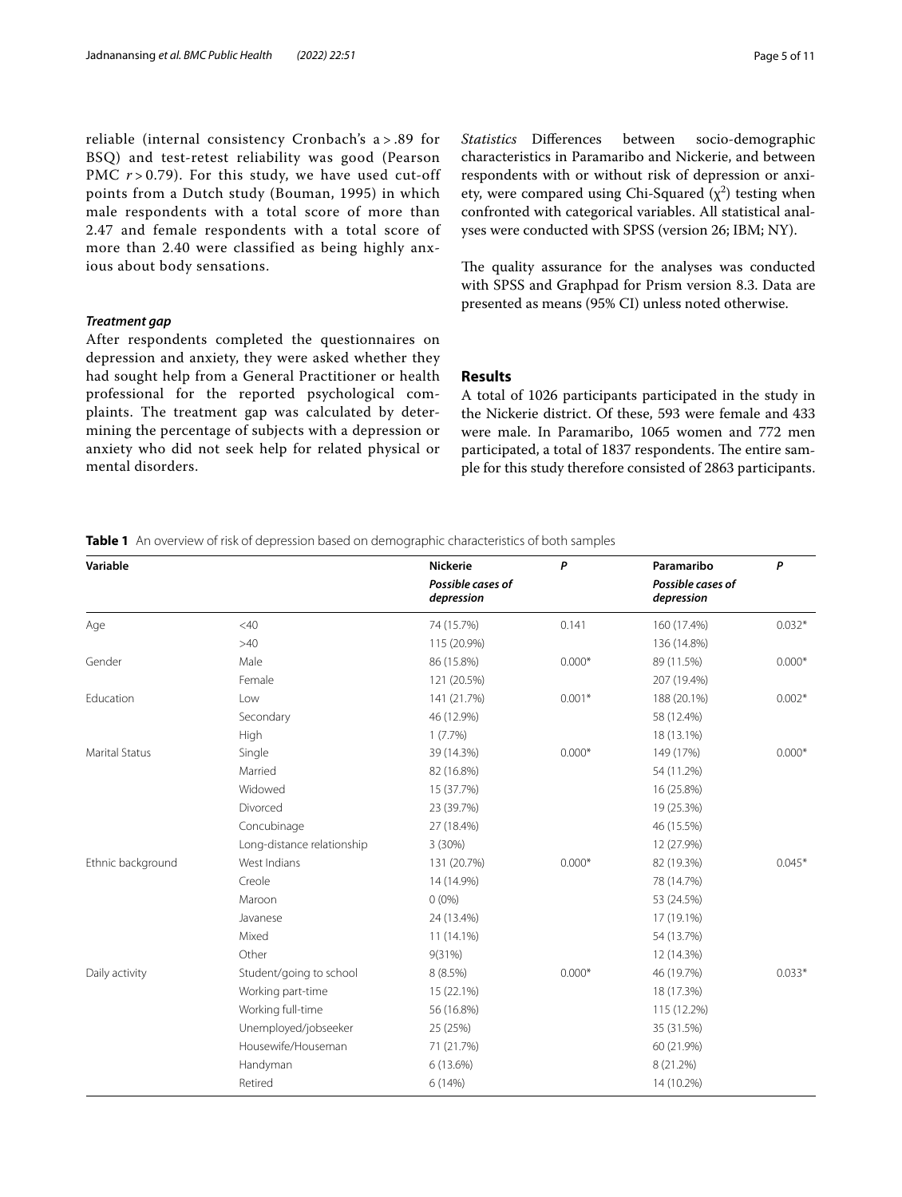reliable (internal consistency Cronbach's a > .89 for BSQ) and test-retest reliability was good (Pearson PMC $r > 0.79$). For this study, we have used cut-off points from a Dutch study (Bouman, 1995) in which male respondents with a total score of more than 2.47 and female respondents with a total score of more than 2.40 were classified as being highly anxious about body sensations.

### *Treatment gap*

After respondents completed the questionnaires on depression and anxiety, they were asked whether they had sought help from a General Practitioner or health professional for the reported psychological complaints. The treatment gap was calculated by determining the percentage of subjects with a depression or anxiety who did not seek help for related physical or mental disorders.

*Statistics* Differences between socio-demographic characteristics in Paramaribo and Nickerie, and between respondents with or without risk of depression or anxiety, were compared using Chi-Squared ($\chi^2$) testing when confronted with categorical variables. All statistical analyses were conducted with SPSS (version 26; IBM; NY).

The quality assurance for the analyses was conducted with SPSS and Graphpad for Prism version 8.3. Data are presented as means (95% CI) unless noted otherwise.

## Results

A total of 1026 participants participated in the study in the Nickerie district. Of these, 593 were female and 433 were male. In Paramaribo, 1065 women and 772 men participated, a total of 1837 respondents. The entire sample for this study therefore consisted of 2863 participants.

**Table 1** An overview of risk of depression based on demographic characteristics of both samples

| Variable | | Nickerie | *P* | Paramaribo | *P* |
|---|---|---|---|---|---|
| | | *Possible cases of depression* | | *Possible cases of depression* | |
| Age | <40 | 74 (15.7%) | 0.141 | 160 (17.4%) | 0.032* |
| | >40 | 115 (20.9%) | | 136 (14.8%) | |
| Gender | Male | 86 (15.8%) | 0.000* | 89 (11.5%) | 0.000* |
| | Female | 121 (20.5%) | | 207 (19.4%) | |
| Education | Low | 141 (21.7%) | 0.001* | 188 (20.1%) | 0.002* |
| | Secondary | 46 (12.9%) | | 58 (12.4%) | |
| | High | 1 (7.7%) | | 18 (13.1%) | |
| Marital Status | Single | 39 (14.3%) | 0.000* | 149 (17%) | 0.000* |
| | Married | 82 (16.8%) | | 54 (11.2%) | |
| | Widowed | 15 (37.7%) | | 16 (25.8%) | |
| | Divorced | 23 (39.7%) | | 19 (25.3%) | |
| | Concubinage | 27 (18.4%) | | 46 (15.5%) | |
| | Long-distance relationship | 3 (30%) | | 12 (27.9%) | |
| Ethnic background | West Indians | 131 (20.7%) | 0.000* | 82 (19.3%) | 0.045* |
| | Creole | 14 (14.9%) | | 78 (14.7%) | |
| | Maroon | 0 (0%) | | 53 (24.5%) | |
| | Javanese | 24 (13.4%) | | 17 (19.1%) | |
| | Mixed | 11 (14.1%) | | 54 (13.7%) | |
| | Other | 9(31%) | | 12 (14.3%) | |
| Daily activity | Student/going to school | 8 (8.5%) | 0.000* | 46 (19.7%) | 0.033* |
| | Working part-time | 15 (22.1%) | | 18 (17.3%) | |
| | Working full-time | 56 (16.8%) | | 115 (12.2%) | |
| | Unemployed/jobseeker | 25 (25%) | | 35 (31.5%) | |
| | Housewife/Houseman | 71 (21.7%) | | 60 (21.9%) | |
| | Handyman | 6 (13.6%) | | 8 (21.2%) | |
| | Retired | 6 (14%) | | 14 (10.2%) | |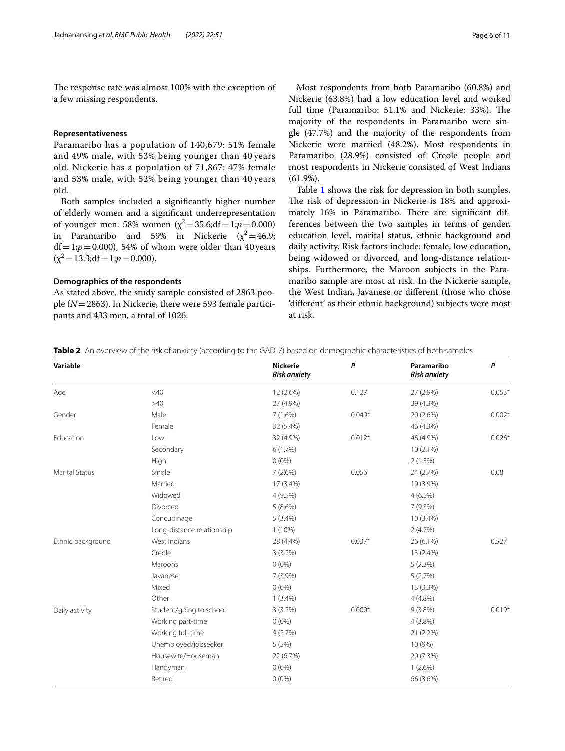The response rate was almost 100% with the exception of a few missing respondents.

### Representativeness

Paramaribo has a population of 140,679: 51% female and 49% male, with 53% being younger than 40 years old. Nickerie has a population of 71,867: 47% female and 53% male, with 52% being younger than 40 years old.

Both samples included a significantly higher number of elderly women and a significant underrepresentation of younger men: 58% women ($\chi^2=35.6$;df$=1$;$p=0.000$) in Paramaribo and 59% in Nickerie ($\chi^2=46.9$; df$=1$;$p=0.000$), 54% of whom were older than 40 years ($\chi^2=13.3$;df$=1$;$p=0.000$).

### Demographics of the respondents

As stated above, the study sample consisted of 2863 people ($N=2863$). In Nickerie, there were 593 female participants and 433 men, a total of 1026.

Most respondents from both Paramaribo (60.8%) and Nickerie (63.8%) had a low education level and worked full time (Paramaribo: 51.1% and Nickerie: 33%). The majority of the respondents in Paramaribo were single (47.7%) and the majority of the respondents from Nickerie were married (48.2%). Most respondents in Paramaribo (28.9%) consisted of Creole people and most respondents in Nickerie consisted of West Indians (61.9%).

Table 1 shows the risk for depression in both samples. The risk of depression in Nickerie is 18% and approximately 16% in Paramaribo. There are significant differences between the two samples in terms of gender, education level, marital status, ethnic background and daily activity. Risk factors include: female, low education, being widowed or divorced, and long-distance relationships. Furthermore, the Maroon subjects in the Paramaribo sample are most at risk. In the Nickerie sample, the West Indian, Javanese or different (those who chose 'different' as their ethnic background) subjects were most at risk.

**Table 2** An overview of the risk of anxiety (according to the GAD-7) based on demographic characteristics of both samples

| Variable | | Nickerie *Risk anxiety* | *P* | Paramaribo *Risk anxiety* | *P* |
|---|---|---|---|---|---|
| Age | <40 | 12 (2.6%) | 0.127 | 27 (2.9%) | 0.053* |
| | >40 | 27 (4.9%) | | 39 (4.3%) | |
| Gender | Male | 7 (1.6%) | 0.049* | 20 (2.6%) | 0.002* |
| | Female | 32 (5.4%) | | 46 (4.3%) | |
| Education | Low | 32 (4.9%) | 0.012* | 46 (4.9%) | 0.026* |
| | Secondary | 6 (1.7%) | | 10 (2.1%) | |
| | High | 0 (0%) | | 2 (1.5%) | |
| Marital Status | Single | 7 (2.6%) | 0.056 | 24 (2.7%) | 0.08 |
| | Married | 17 (3.4%) | | 19 (3.9%) | |
| | Widowed | 4 (9.5%) | | 4 (6.5%) | |
| | Divorced | 5 (8.6%) | | 7 (9.3%) | |
| | Concubinage | 5 (3.4%) | | 10 (3.4%) | |
| | Long-distance relationship | 1 (10%) | | 2 (4.7%) | |
| Ethnic background | West Indians | 28 (4.4%) | 0.037* | 26 (6.1%) | 0.527 |
| | Creole | 3 (3.2%) | | 13 (2.4%) | |
| | Maroons | 0 (0%) | | 5 (2.3%) | |
| | Javanese | 7 (3.9%) | | 5 (2.7%) | |
| | Mixed | 0 (0%) | | 13 (3.3%) | |
| | Other | 1 (3.4%) | | 4 (4.8%) | |
| Daily activity | Student/going to school | 3 (3.2%) | 0.000* | 9 (3.8%) | 0.019* |
| | Working part-time | 0 (0%) | | 4 (3.8%) | |
| | Working full-time | 9 (2.7%) | | 21 (2.2%) | |
| | Unemployed/jobseeker | 5 (5%) | | 10 (9%) | |
| | Housewife/Houseman | 22 (6.7%) | | 20 (7.3%) | |
| | Handyman | 0 (0%) | | 1 (2.6%) | |
| | Retired | 0 (0%) | | 66 (3.6%) | |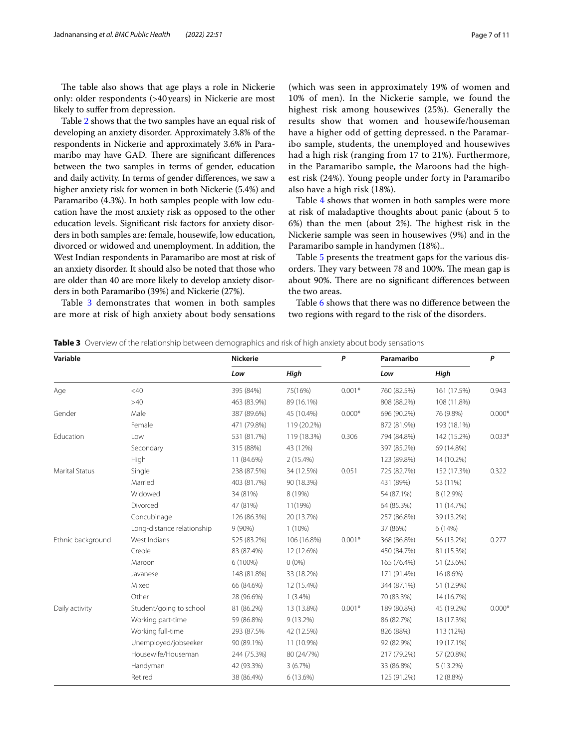The table also shows that age plays a role in Nickerie only: older respondents (>40 years) in Nickerie are most likely to suffer from depression.

Table 2 shows that the two samples have an equal risk of developing an anxiety disorder. Approximately 3.8% of the respondents in Nickerie and approximately 3.6% in Paramaribo may have GAD. There are significant differences between the two samples in terms of gender, education and daily activity. In terms of gender differences, we saw a higher anxiety risk for women in both Nickerie (5.4%) and Paramaribo (4.3%). In both samples people with low education have the most anxiety risk as opposed to the other education levels. Significant risk factors for anxiety disorders in both samples are: female, housewife, low education, divorced or widowed and unemployment. In addition, the West Indian respondents in Paramaribo are most at risk of an anxiety disorder. It should also be noted that those who are older than 40 are more likely to develop anxiety disorders in both Paramaribo (39%) and Nickerie (27%).

Table 3 demonstrates that women in both samples are more at risk of high anxiety about body sensations (which was seen in approximately 19% of women and 10% of men). In the Nickerie sample, we found the highest risk among housewives (25%). Generally the results show that women and housewife/houseman have a higher odd of getting depressed. n the Paramaribo sample, students, the unemployed and housewives had a high risk (ranging from 17 to 21%). Furthermore, in the Paramaribo sample, the Maroons had the highest risk (24%). Young people under forty in Paramaribo also have a high risk (18%).

Table 4 shows that women in both samples were more at risk of maladaptive thoughts about panic (about 5 to 6%) than the men (about 2%). The highest risk in the Nickerie sample was seen in housewives (9%) and in the Paramaribo sample in handymen (18%)..

Table 5 presents the treatment gaps for the various disorders. They vary between 78 and 100%. The mean gap is about 90%. There are no significant differences between the two areas.

Table 6 shows that there was no difference between the two regions with regard to the risk of the disorders.

**Table 3** Overview of the relationship between demographics and risk of high anxiety about body sensations

| Variable | | Nickerie | | P | Paramaribo | | P |
|---|---|---|---|---|---|---|---|
| | | *Low* | *High* | | *Low* | *High* | |
| Age | <40 | 395 (84%) | 75(16%) | 0.001* | 760 (82.5%) | 161 (17.5%) | 0.943 |
| | >40 | 463 (83.9%) | 89 (16.1%) | | 808 (88.2%) | 108 (11.8%) | |
| Gender | Male | 387 (89.6%) | 45 (10.4%) | 0.000* | 696 (90.2%) | 76 (9.8%) | 0.000* |
| | Female | 471 (79.8%) | 119 (20.2%) | | 872 (81.9%) | 193 (18.1%) | |
| Education | Low | 531 (81.7%) | 119 (18.3%) | 0.306 | 794 (84.8%) | 142 (15.2%) | 0.033* |
| | Secondary | 315 (88%) | 43 (12%) | | 397 (85.2%) | 69 (14.8%) | |
| | High | 11 (84.6%) | 2 (15.4%) | | 123 (89.8%) | 14 (10.2%) | |
| Marital Status | Single | 238 (87.5%) | 34 (12.5%) | 0.051 | 725 (82.7%) | 152 (17.3%) | 0.322 |
| | Married | 403 (81.7%) | 90 (18.3%) | | 431 (89%) | 53 (11%) | |
| | Widowed | 34 (81%) | 8 (19%) | | 54 (87.1%) | 8 (12.9%) | |
| | Divorced | 47 (81%) | 11(19%) | | 64 (85.3%) | 11 (14.7%) | |
| | Concubinage | 126 (86.3%) | 20 (13.7%) | | 257 (86.8%) | 39 (13.2%) | |
| | Long-distance relationship | 9 (90%) | 1 (10%) | | 37 (86%) | 6 (14%) | |
| Ethnic background | West Indians | 525 (83.2%) | 106 (16.8%) | 0.001* | 368 (86.8%) | 56 (13.2%) | 0.277 |
| | Creole | 83 (87.4%) | 12 (12.6%) | | 450 (84.7%) | 81 (15.3%) | |
| | Maroon | 6 (100%) | 0 (0%) | | 165 (76.4%) | 51 (23.6%) | |
| | Javanese | 148 (81.8%) | 33 (18.2%) | | 171 (91.4%) | 16 (8.6%) | |
| | Mixed | 66 (84.6%) | 12 (15.4%) | | 344 (87.1%) | 51 (12.9%) | |
| | Other | 28 (96.6%) | 1 (3.4%) | | 70 (83.3%) | 14 (16.7%) | |
| Daily activity | Student/going to school | 81 (86.2%) | 13 (13.8%) | 0.001* | 189 (80.8%) | 45 (19.2%) | 0.000* |
| | Working part-time | 59 (86.8%) | 9 (13.2%) | | 86 (82.7%) | 18 (17.3%) | |
| | Working full-time | 293 (87.5% | 42 (12.5%) | | 826 (88%) | 113 (12%) | |
| | Unemployed/jobseeker | 90 (89.1%) | 11 (10.9%) | | 92 (82.9%) | 19 (17.1%) | |
| | Housewife/Houseman | 244 (75.3%) | 80 (24/7%) | | 217 (79.2%) | 57 (20.8%) | |
| | Handyman | 42 (93.3%) | 3 (6.7%) | | 33 (86.8%) | 5 (13.2%) | |
| | Retired | 38 (86.4%) | 6 (13.6%) | | 125 (91.2%) | 12 (8.8%) | |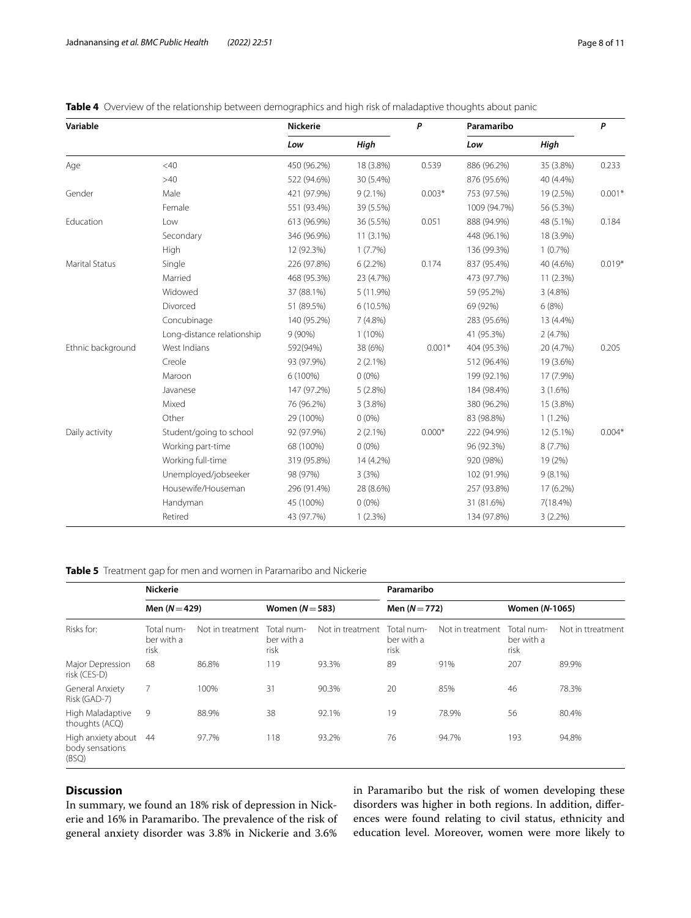**Table 4** Overview of the relationship between demographics and high risk of maladaptive thoughts about panic

| Variable | | Nickerie | | P | Paramaribo | | P |
|---|---|---|---|---|---|---|---|
| | | *Low* | *High* | | *Low* | *High* | |
| Age | <40 | 450 (96.2%) | 18 (3.8%) | 0.539 | 886 (96.2%) | 35 (3.8%) | 0.233 |
| | >40 | 522 (94.6%) | 30 (5.4%) | | 876 (95.6%) | 40 (4.4%) | |
| Gender | Male | 421 (97.9%) | 9 (2.1%) | 0.003* | 753 (97.5%) | 19 (2.5%) | 0.001* |
| | Female | 551 (93.4%) | 39 (5.5%) | | 1009 (94.7%) | 56 (5.3%) | |
| Education | Low | 613 (96.9%) | 36 (5.5%) | 0.051 | 888 (94.9%) | 48 (5.1%) | 0.184 |
| | Secondary | 346 (96.9%) | 11 (3.1%) | | 448 (96.1%) | 18 (3.9%) | |
| | High | 12 (92.3%) | 1 (7.7%) | | 136 (99.3%) | 1 (0.7%) | |
| Marital Status | Single | 226 (97.8%) | 6 (2.2%) | 0.174 | 837 (95.4%) | 40 (4.6%) | 0.019* |
| | Married | 468 (95.3%) | 23 (4.7%) | | 473 (97.7%) | 11 (2.3%) | |
| | Widowed | 37 (88.1%) | 5 (11.9%) | | 59 (95.2%) | 3 (4.8%) | |
| | Divorced | 51 (89.5%) | 6 (10.5%) | | 69 (92%) | 6 (8%) | |
| | Concubinage | 140 (95.2%) | 7 (4.8%) | | 283 (95.6%) | 13 (4.4%) | |
| | Long-distance relationship | 9 (90%) | 1 (10%) | | 41 (95.3%) | 2 (4.7%) | |
| Ethnic background | West Indians | 592(94%) | 38 (6%) | 0.001* | 404 (95.3%) | 20 (4.7%) | 0.205 |
| | Creole | 93 (97.9%) | 2 (2.1%) | | 512 (96.4%) | 19 (3.6%) | |
| | Maroon | 6 (100%) | 0 (0%) | | 199 (92.1%) | 17 (7.9%) | |
| | Javanese | 147 (97.2%) | 5 (2.8%) | | 184 (98.4%) | 3 (1.6%) | |
| | Mixed | 76 (96.2%) | 3 (3.8%) | | 380 (96.2%) | 15 (3.8%) | |
| | Other | 29 (100%) | 0 (0%) | | 83 (98.8%) | 1 (1.2%) | |
| Daily activity | Student/going to school | 92 (97.9%) | 2 (2.1%) | 0.000* | 222 (94.9%) | 12 (5.1%) | 0.004* |
| | Working part-time | 68 (100%) | 0 (0%) | | 96 (92.3%) | 8 (7.7%) | |
| | Working full-time | 319 (95.8%) | 14 (4.2%) | | 920 (98%) | 19 (2%) | |
| | Unemployed/jobseeker | 98 (97%) | 3 (3%) | | 102 (91.9%) | 9 (8.1%) | |
| | Housewife/Houseman | 296 (91.4%) | 28 (8.6%) | | 257 (93.8%) | 17 (6.2%) | |
| | Handyman | 45 (100%) | 0 (0%) | | 31 (81.6%) | 7(18.4%) | |
| | Retired | 43 (97.7%) | 1 (2.3%) | | 134 (97.8%) | 3 (2.2%) | |

**Table 5** Treatment gap for men and women in Paramaribo and Nickerie

| | Nickerie | | | | Paramaribo | | | |
|---|---|---|---|---|---|---|---|---|
| | Men ($N = 429$) | | Women ($N = 583$) | | Men ($N = 772$) | | Women ($N$-1065) | |
| Risks for: | Total number with a risk | Not in treatment | Total number with a risk | Not in treatment | Total number with a risk | Not in treatment | Total number with a risk | Not in ttreatment |
| Major Depression risk (CES-D) | 68 | 86.8% | 119 | 93.3% | 89 | 91% | 207 | 89.9% |
| General Anxiety Risk (GAD-7) | 7 | 100% | 31 | 90.3% | 20 | 85% | 46 | 78.3% |
| High Maladaptive thoughts (ACQ) | 9 | 88.9% | 38 | 92.1% | 19 | 78.9% | 56 | 80.4% |
| High anxiety about body sensations (BSQ) | 44 | 97.7% | 118 | 93.2% | 76 | 94.7% | 193 | 94.8% |

## Discussion

In summary, we found an 18% risk of depression in Nickerie and 16% in Paramaribo. The prevalence of the risk of general anxiety disorder was 3.8% in Nickerie and 3.6% in Paramaribo but the risk of women developing these disorders was higher in both regions. In addition, differences were found relating to civil status, ethnicity and education level. Moreover, women were more likely to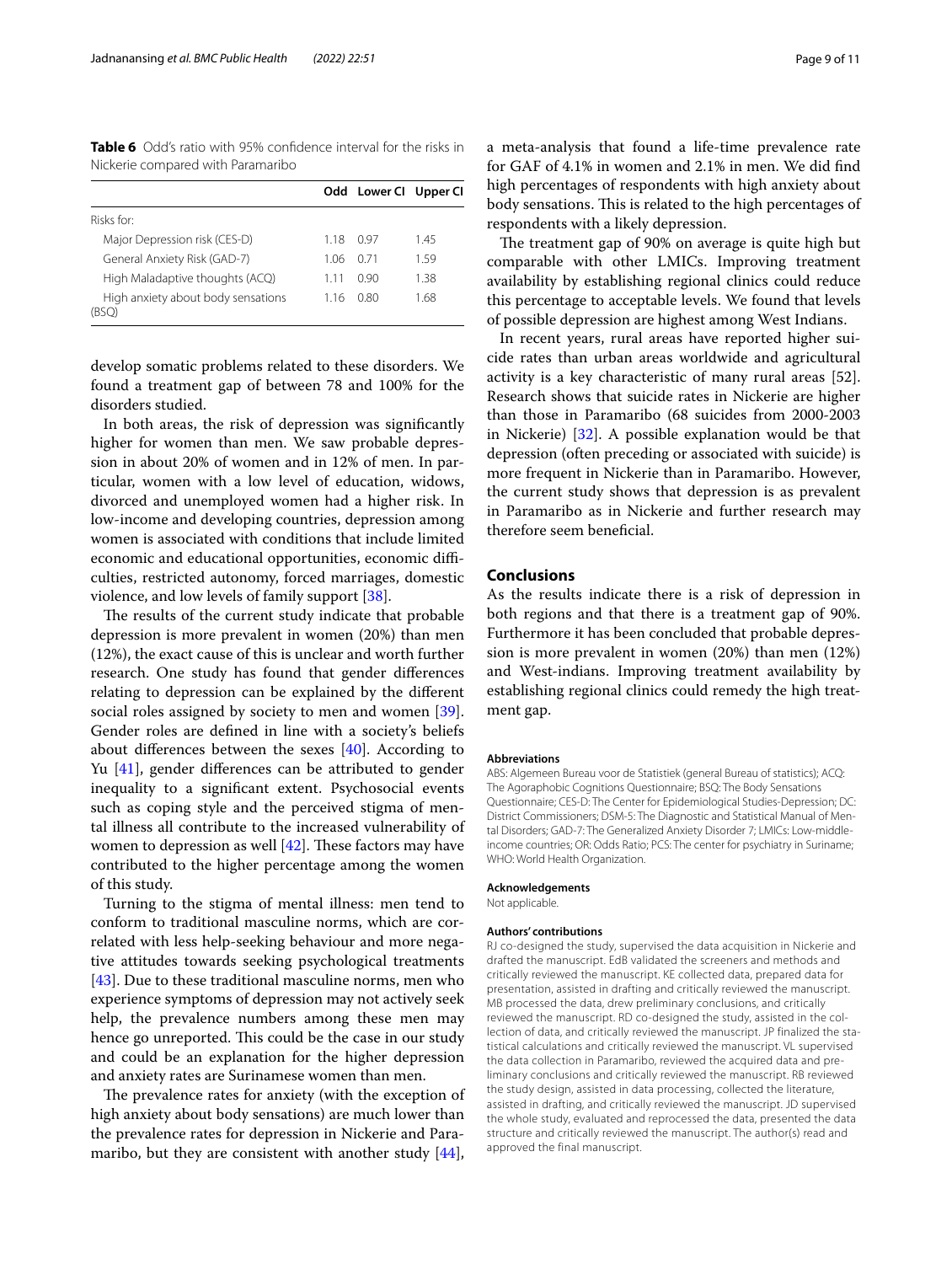**Table 6** Odd's ratio with 95% confidence interval for the risks in Nickerie compared with Paramaribo

| | Odd | Lower CI | Upper CI |
|---|---|---|---|
| Risks for: | | | |
| Major Depression risk (CES-D) | 1.18 | 0.97 | 1.45 |
| General Anxiety Risk (GAD-7) | 1.06 | 0.71 | 1.59 |
| High Maladaptive thoughts (ACQ) | 1.11 | 0.90 | 1.38 |
| High anxiety about body sensations (BSQ) | 1.16 | 0.80 | 1.68 |

develop somatic problems related to these disorders. We found a treatment gap of between 78 and 100% for the disorders studied.

In both areas, the risk of depression was significantly higher for women than men. We saw probable depression in about 20% of women and in 12% of men. In particular, women with a low level of education, widows, divorced and unemployed women had a higher risk. In low-income and developing countries, depression among women is associated with conditions that include limited economic and educational opportunities, economic difficulties, restricted autonomy, forced marriages, domestic violence, and low levels of family support [38].

The results of the current study indicate that probable depression is more prevalent in women (20%) than men (12%), the exact cause of this is unclear and worth further research. One study has found that gender differences relating to depression can be explained by the different social roles assigned by society to men and women [39]. Gender roles are defined in line with a society's beliefs about differences between the sexes [40]. According to Yu [41], gender differences can be attributed to gender inequality to a significant extent. Psychosocial events such as coping style and the perceived stigma of mental illness all contribute to the increased vulnerability of women to depression as well [42]. These factors may have contributed to the higher percentage among the women of this study.

Turning to the stigma of mental illness: men tend to conform to traditional masculine norms, which are correlated with less help-seeking behaviour and more negative attitudes towards seeking psychological treatments [43]. Due to these traditional masculine norms, men who experience symptoms of depression may not actively seek help, the prevalence numbers among these men may hence go unreported. This could be the case in our study and could be an explanation for the higher depression and anxiety rates are Surinamese women than men.

The prevalence rates for anxiety (with the exception of high anxiety about body sensations) are much lower than the prevalence rates for depression in Nickerie and Paramaribo, but they are consistent with another study [44], a meta-analysis that found a life-time prevalence rate for GAF of 4.1% in women and 2.1% in men. We did find high percentages of respondents with high anxiety about body sensations. This is related to the high percentages of respondents with a likely depression.

The treatment gap of 90% on average is quite high but comparable with other LMICs. Improving treatment availability by establishing regional clinics could reduce this percentage to acceptable levels. We found that levels of possible depression are highest among West Indians.

In recent years, rural areas have reported higher suicide rates than urban areas worldwide and agricultural activity is a key characteristic of many rural areas [52]. Research shows that suicide rates in Nickerie are higher than those in Paramaribo (68 suicides from 2000-2003 in Nickerie) [32]. A possible explanation would be that depression (often preceding or associated with suicide) is more frequent in Nickerie than in Paramaribo. However, the current study shows that depression is as prevalent in Paramaribo as in Nickerie and further research may therefore seem beneficial.

## Conclusions

As the results indicate there is a risk of depression in both regions and that there is a treatment gap of 90%. Furthermore it has been concluded that probable depression is more prevalent in women (20%) than men (12%) and West-indians. Improving treatment availability by establishing regional clinics could remedy the high treatment gap.

#### Abbreviations

ABS: Algemeen Bureau voor de Statistiek (general Bureau of statistics); ACQ: The Agoraphobic Cognitions Questionnaire; BSQ: The Body Sensations Questionnaire; CES-D: The Center for Epidemiological Studies-Depression; DC: District Commissioners; DSM-5: The Diagnostic and Statistical Manual of Mental Disorders; GAD-7: The Generalized Anxiety Disorder 7; LMICs: Low-middle-income countries; OR: Odds Ratio; PCS: The center for psychiatry in Suriname; WHO: World Health Organization.

#### Acknowledgements

Not applicable.

#### Authors' contributions

RJ co-designed the study, supervised the data acquisition in Nickerie and drafted the manuscript. EdB validated the screeners and methods and critically reviewed the manuscript. KE collected data, prepared data for presentation, assisted in drafting and critically reviewed the manuscript. MB processed the data, drew preliminary conclusions, and critically reviewed the manuscript. RD co-designed the study, assisted in the collection of data, and critically reviewed the manuscript. JP finalized the statistical calculations and critically reviewed the manuscript. VL supervised the data collection in Paramaribo, reviewed the acquired data and preliminary conclusions and critically reviewed the manuscript. RB reviewed the study design, assisted in data processing, collected the literature, assisted in drafting, and critically reviewed the manuscript. JD supervised the whole study, evaluated and reprocessed the data, presented the data structure and critically reviewed the manuscript. The author(s) read and approved the final manuscript.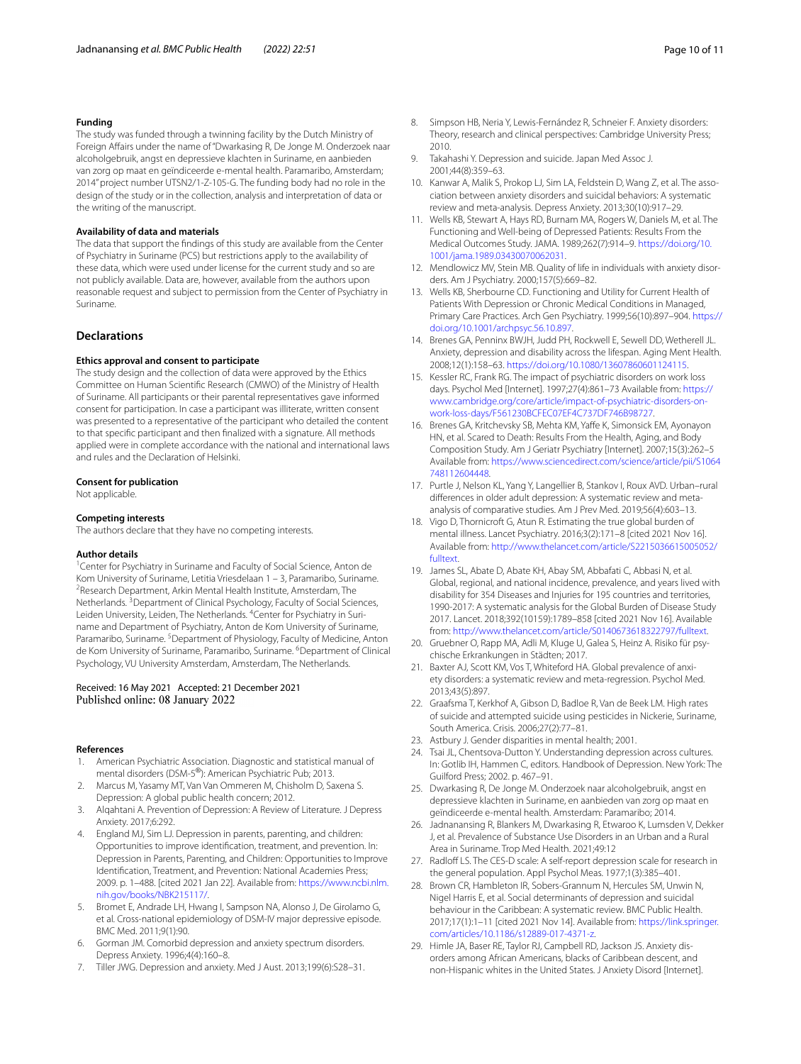#### Funding

The study was funded through a twinning facility by the Dutch Ministry of Foreign Affairs under the name of "Dwarkasing R, De Jonge M. Onderzoek naar alcoholgebruik, angst en depressieve klachten in Suriname, en aanbieden van zorg op maat en geïndiceerde e-mental health. Paramaribo, Amsterdam; 2014" project number UTSN2/1-Z-105-G. The funding body had no role in the design of the study or in the collection, analysis and interpretation of data or the writing of the manuscript.

#### Availability of data and materials

The data that support the findings of this study are available from the Center of Psychiatry in Suriname (PCS) but restrictions apply to the availability of these data, which were used under license for the current study and so are not publicly available. Data are, however, available from the authors upon reasonable request and subject to permission from the Center of Psychiatry in Suriname.

## Declarations

#### Ethics approval and consent to participate

The study design and the collection of data were approved by the Ethics Committee on Human Scientific Research (CMWO) of the Ministry of Health of Suriname. All participants or their parental representatives gave informed consent for participation. In case a participant was illiterate, written consent was presented to a representative of the participant who detailed the content to that specific participant and then finalized with a signature. All methods applied were in complete accordance with the national and international laws and rules and the Declaration of Helsinki.

#### Consent for publication

Not applicable.

#### Competing interests

The authors declare that they have no competing interests.

#### Author details

[1]Center for Psychiatry in Suriname and Faculty of Social Science, Anton de Kom University of Suriname, Letitia Vriesdelaan 1 – 3, Paramaribo, Suriname. [2]Research Department, Arkin Mental Health Institute, Amsterdam, The Netherlands. [3]Department of Clinical Psychology, Faculty of Social Sciences, Leiden University, Leiden, The Netherlands. [4]Center for Psychiatry in Suriname and Department of Psychiatry, Anton de Kom University of Suriname, Paramaribo, Suriname. [5]Department of Physiology, Faculty of Medicine, Anton de Kom University of Suriname, Paramaribo, Suriname. [6]Department of Clinical Psychology, VU University Amsterdam, Amsterdam, The Netherlands.

Received: 16 May 2021 Accepted: 21 December 2021
Published online: 08 January 2022

#### References

1. American Psychiatric Association. Diagnostic and statistical manual of mental disorders (DSM-5®): American Psychiatric Pub; 2013.
2. Marcus M, Yasamy MT, Van Van Ommeren M, Chisholm D, Saxena S. Depression: A global public health concern; 2012.
3. Alqahtani A. Prevention of Depression: A Review of Literature. J Depress Anxiety. 2017;6:292.
4. England MJ, Sim LJ. Depression in parents, parenting, and children: Opportunities to improve identification, treatment, and prevention. In: Depression in Parents, Parenting, and Children: Opportunities to Improve Identification, Treatment, and Prevention: National Academies Press; 2009. p. 1–488. [cited 2021 Jan 22]. Available from: https://www.ncbi.nlm.nih.gov/books/NBK215117/.
5. Bromet E, Andrade LH, Hwang I, Sampson NA, Alonso J, De Girolamo G, et al. Cross-national epidemiology of DSM-IV major depressive episode. BMC Med. 2011;9(1):90.
6. Gorman JM. Comorbid depression and anxiety spectrum disorders. Depress Anxiety. 1996;4(4):160–8.
7. Tiller JWG. Depression and anxiety. Med J Aust. 2013;199(6):S28–31.
8. Simpson HB, Neria Y, Lewis-Fernández R, Schneier F. Anxiety disorders: Theory, research and clinical perspectives: Cambridge University Press; 2010.
9. Takahashi Y. Depression and suicide. Japan Med Assoc J. 2001;44(8):359–63.
10. Kanwar A, Malik S, Prokop LJ, Sim LA, Feldstein D, Wang Z, et al. The association between anxiety disorders and suicidal behaviors: A systematic review and meta-analysis. Depress Anxiety. 2013;30(10):917–29.
11. Wells KB, Stewart A, Hays RD, Burnam MA, Rogers W, Daniels M, et al. The Functioning and Well-being of Depressed Patients: Results From the Medical Outcomes Study. JAMA. 1989;262(7):914–9. https://doi.org/10.1001/jama.1989.03430070062031.
12. Mendlowicz MV, Stein MB. Quality of life in individuals with anxiety disorders. Am J Psychiatry. 2000;157(5):669–82.
13. Wells KB, Sherbourne CD. Functioning and Utility for Current Health of Patients With Depression or Chronic Medical Conditions in Managed, Primary Care Practices. Arch Gen Psychiatry. 1999;56(10):897–904. https://doi.org/10.1001/archpsyc.56.10.897.
14. Brenes GA, Penninx BWJH, Judd PH, Rockwell E, Sewell DD, Wetherell JL. Anxiety, depression and disability across the lifespan. Aging Ment Health. 2008;12(1):158–63. https://doi.org/10.1080/13607860601124115.
15. Kessler RC, Frank RG. The impact of psychiatric disorders on work loss days. Psychol Med [Internet]. 1997;27(4):861–73 Available from: https://www.cambridge.org/core/article/impact-of-psychiatric-disorders-on-work-loss-days/F561230BCFEC07EF4C737DF746B98727.
16. Brenes GA, Kritchevsky SB, Mehta KM, Yaffe K, Simonsick EM, Ayonayon HN, et al. Scared to Death: Results From the Health, Aging, and Body Composition Study. Am J Geriatr Psychiatry [Internet]. 2007;15(3):262–5 Available from: https://www.sciencedirect.com/science/article/pii/S1064748112604448.
17. Purtle J, Nelson KL, Yang Y, Langellier B, Stankov I, Roux AVD. Urban–rural differences in older adult depression: A systematic review and meta-analysis of comparative studies. Am J Prev Med. 2019;56(4):603–13.
18. Vigo D, Thornicroft G, Atun R. Estimating the true global burden of mental illness. Lancet Psychiatry. 2016;3(2):171–8 [cited 2021 Nov 16]. Available from: http://www.thelancet.com/article/S2215036615005052/fulltext.
19. James SL, Abate D, Abate KH, Abay SM, Abbafati C, Abbasi N, et al. Global, regional, and national incidence, prevalence, and years lived with disability for 354 Diseases and Injuries for 195 countries and territories, 1990-2017: A systematic analysis for the Global Burden of Disease Study 2017. Lancet. 2018;392(10159):1789–858 [cited 2021 Nov 16]. Available from: http://www.thelancet.com/article/S0140673618322797/fulltext.
20. Gruebner O, Rapp MA, Adli M, Kluge U, Galea S, Heinz A. Risiko für psychische Erkrankungen in Städten; 2017.
21. Baxter AJ, Scott KM, Vos T, Whiteford HA. Global prevalence of anxiety disorders: a systematic review and meta-regression. Psychol Med. 2013;43(5):897.
22. Graafsma T, Kerkhof A, Gibson D, Badloe R, Van de Beek LM. High rates of suicide and attempted suicide using pesticides in Nickerie, Suriname, South America. Crisis. 2006;27(2):77–81.
23. Astbury J. Gender disparities in mental health; 2001.
24. Tsai JL, Chentsova-Dutton Y. Understanding depression across cultures. In: Gotlib IH, Hammen C, editors. Handbook of Depression. New York: The Guilford Press; 2002. p. 467–91.
25. Dwarkasing R, De Jonge M. Onderzoek naar alcoholgebruik, angst en depressieve klachten in Suriname, en aanbieden van zorg op maat en geïndiceerde e-mental health. Amsterdam: Paramaribo; 2014.
26. Jadnanansing R, Blankers M, Dwarkasing R, Etwaroo K, Lumsden V, Dekker J, et al. Prevalence of Substance Use Disorders in an Urban and a Rural Area in Suriname. Trop Med Health. 2021;49:12
27. Radloff LS. The CES-D scale: A self-report depression scale for research in the general population. Appl Psychol Meas. 1977;1(3):385–401.
28. Brown CR, Hambleton IR, Sobers-Grannum N, Hercules SM, Unwin N, Nigel Harris E, et al. Social determinants of depression and suicidal behaviour in the Caribbean: A systematic review. BMC Public Health. 2017;17(1):1–11 [cited 2021 Nov 14]. Available from: https://link.springer.com/articles/10.1186/s12889-017-4371-z.
29. Himle JA, Baser RE, Taylor RJ, Campbell RD, Jackson JS. Anxiety disorders among African Americans, blacks of Caribbean descent, and non-Hispanic whites in the United States. J Anxiety Disord [Internet].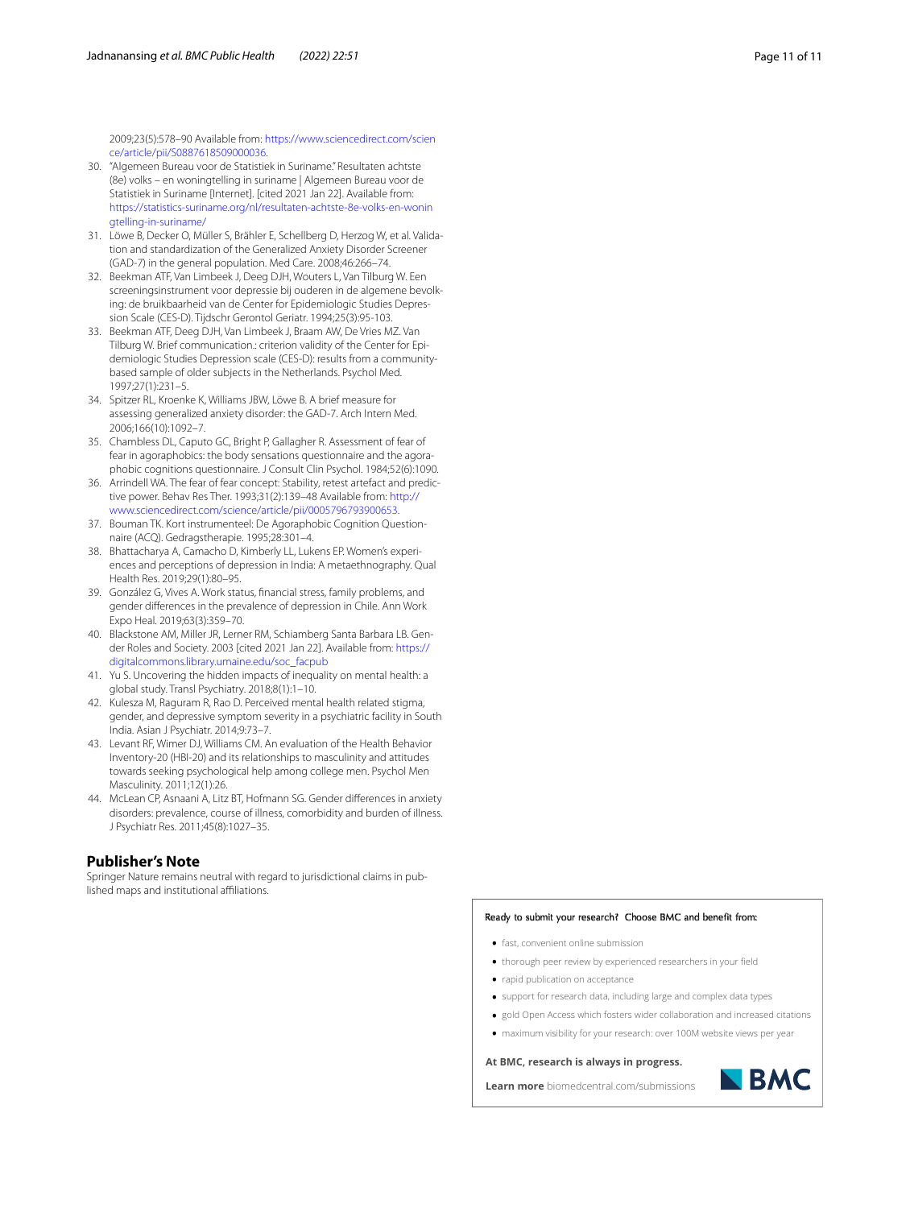2009;23(5):578–90 Available from: https://www.sciencedirect.com/science/article/pii/S0887618509000036.

30. "Algemeen Bureau voor de Statistiek in Suriname." Resultaten achtste (8e) volks – en woningtelling in suriname | Algemeen Bureau voor de Statistiek in Suriname [Internet]. [cited 2021 Jan 22]. Available from: https://statistics-suriname.org/nl/resultaten-achtste-8e-volks-en-woningtelling-in-suriname/
31. Löwe B, Decker O, Müller S, Brähler E, Schellberg D, Herzog W, et al. Validation and standardization of the Generalized Anxiety Disorder Screener (GAD-7) in the general population. Med Care. 2008;46:266–74.
32. Beekman ATF, Van Limbeek J, Deeg DJH, Wouters L, Van Tilburg W. Een screeningsinstrument voor depressie bij ouderen in de algemene bevolking: de bruikbaarheid van de Center for Epidemiologic Studies Depression Scale (CES-D). Tijdschr Gerontol Geriatr. 1994;25(3):95-103.
33. Beekman ATF, Deeg DJH, Van Limbeek J, Braam AW, De Vries MZ. Van Tilburg W. Brief communication.: criterion validity of the Center for Epidemiologic Studies Depression scale (CES-D): results from a community-based sample of older subjects in the Netherlands. Psychol Med. 1997;27(1):231–5.
34. Spitzer RL, Kroenke K, Williams JBW, Löwe B. A brief measure for assessing generalized anxiety disorder: the GAD-7. Arch Intern Med. 2006;166(10):1092–7.
35. Chambless DL, Caputo GC, Bright P, Gallagher R. Assessment of fear of fear in agoraphobics: the body sensations questionnaire and the agoraphobic cognitions questionnaire. J Consult Clin Psychol. 1984;52(6):1090.
36. Arrindell WA. The fear of fear concept: Stability, retest artefact and predictive power. Behav Res Ther. 1993;31(2):139–48 Available from: http://www.sciencedirect.com/science/article/pii/0005796793900653.
37. Bouman TK. Kort instrumenteel: De Agoraphobic Cognition Questionnaire (ACQ). Gedragstherapie. 1995;28:301–4.
38. Bhattacharya A, Camacho D, Kimberly LL, Lukens EP. Women's experiences and perceptions of depression in India: A metaethnography. Qual Health Res. 2019;29(1):80–95.
39. González G, Vives A. Work status, financial stress, family problems, and gender differences in the prevalence of depression in Chile. Ann Work Expo Heal. 2019;63(3):359–70.
40. Blackstone AM, Miller JR, Lerner RM, Schiamberg Santa Barbara LB. Gender Roles and Society. 2003 [cited 2021 Jan 22]. Available from: https://digitalcommons.library.umaine.edu/soc_facpub
41. Yu S. Uncovering the hidden impacts of inequality on mental health: a global study. Transl Psychiatry. 2018;8(1):1–10.
42. Kulesza M, Raguram R, Rao D. Perceived mental health related stigma, gender, and depressive symptom severity in a psychiatric facility in South India. Asian J Psychiatr. 2014;9:73–7.
43. Levant RF, Wimer DJ, Williams CM. An evaluation of the Health Behavior Inventory-20 (HBI-20) and its relationships to masculinity and attitudes towards seeking psychological help among college men. Psychol Men Masculinity. 2011;12(1):26.
44. McLean CP, Asnaani A, Litz BT, Hofmann SG. Gender differences in anxiety disorders: prevalence, course of illness, comorbidity and burden of illness. J Psychiatr Res. 2011;45(8):1027–35.

## Publisher's Note

Springer Nature remains neutral with regard to jurisdictional claims in published maps and institutional affiliations.

Ready to submit your research? Choose BMC and benefit from:

- fast, convenient online submission
- thorough peer review by experienced researchers in your field
- rapid publication on acceptance
- support for research data, including large and complex data types
- gold Open Access which fosters wider collaboration and increased citations
- maximum visibility for your research: over 100M website views per year

**At BMC, research is always in progress.**

**Learn more** biomedcentral.com/submissions

BMC